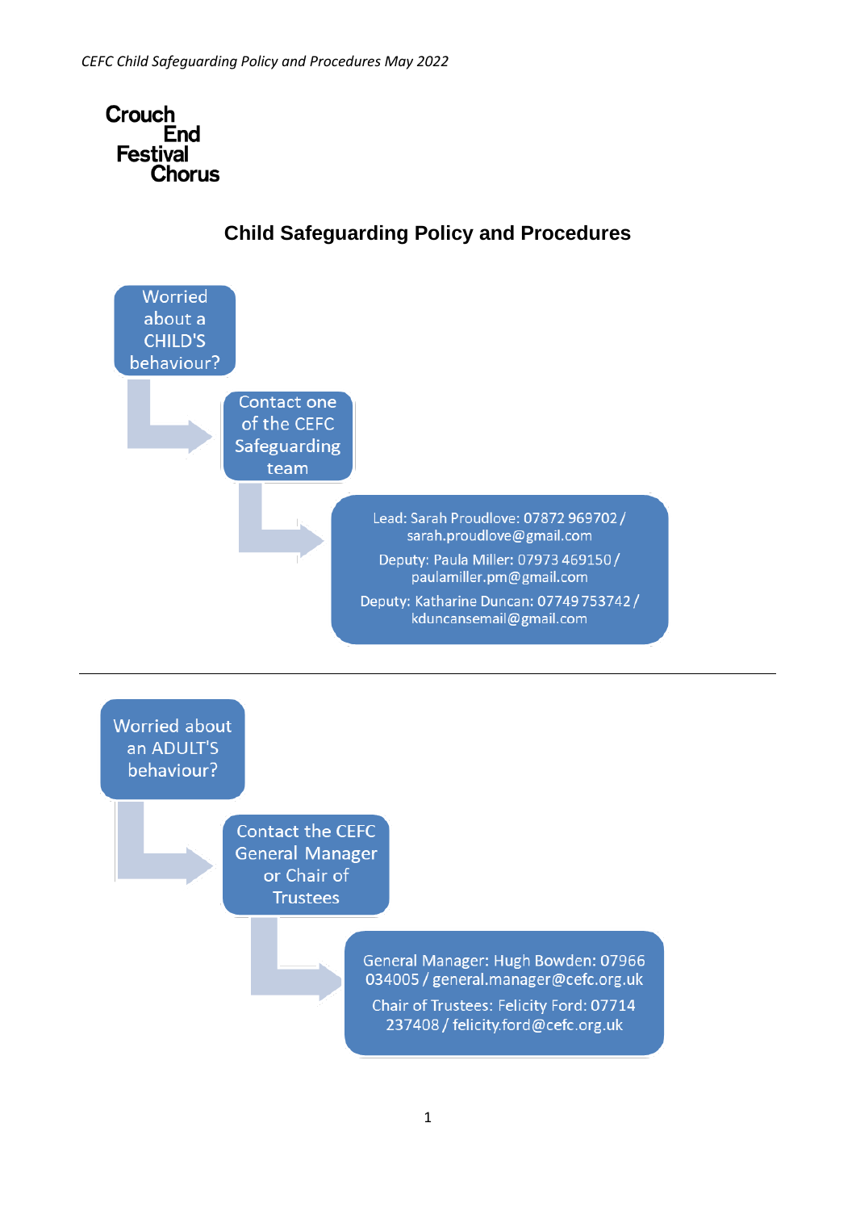Crouch End Festival Chorus

# Child Safeguarding Policy and Procedures

Worried about a CHILD'S behaviour?

→ Contact one of the CEFC Safeguarding team

→ Lead: Sarah Proudlove: 07872 969702 / sarah.proudlove@gmail.com

Deputy: Paula Miller: 07973 469150 / paulamiller.pm@gmail.com

Deputy: Katharine Duncan: 07749 753742 / kduncansemail@gmail.com

---

Worried about an ADULT'S behaviour?

→ Contact the CEFC General Manager or Chair of Trustees

→ General Manager: Hugh Bowden: 07966 034005 / general.manager@cefc.org.uk

Chair of Trustees: Felicity Ford: 07714 237408 / felicity.ford@cefc.org.uk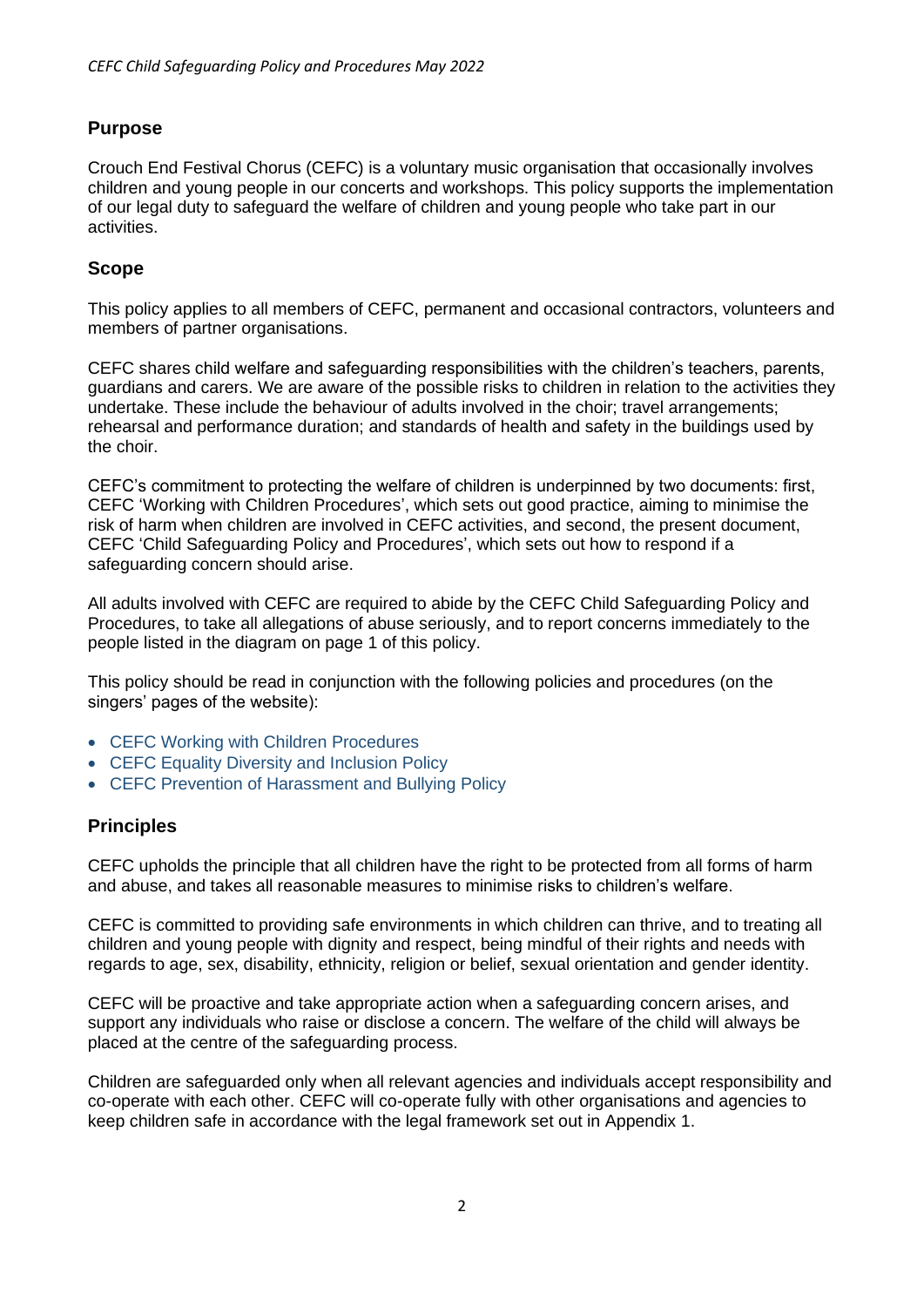## Purpose

Crouch End Festival Chorus (CEFC) is a voluntary music organisation that occasionally involves children and young people in our concerts and workshops. This policy supports the implementation of our legal duty to safeguard the welfare of children and young people who take part in our activities.

## Scope

This policy applies to all members of CEFC, permanent and occasional contractors, volunteers and members of partner organisations.

CEFC shares child welfare and safeguarding responsibilities with the children's teachers, parents, guardians and carers. We are aware of the possible risks to children in relation to the activities they undertake. These include the behaviour of adults involved in the choir; travel arrangements; rehearsal and performance duration; and standards of health and safety in the buildings used by the choir.

CEFC's commitment to protecting the welfare of children is underpinned by two documents: first, CEFC 'Working with Children Procedures', which sets out good practice, aiming to minimise the risk of harm when children are involved in CEFC activities, and second, the present document, CEFC 'Child Safeguarding Policy and Procedures', which sets out how to respond if a safeguarding concern should arise.

All adults involved with CEFC are required to abide by the CEFC Child Safeguarding Policy and Procedures, to take all allegations of abuse seriously, and to report concerns immediately to the people listed in the diagram on page 1 of this policy.

This policy should be read in conjunction with the following policies and procedures (on the singers' pages of the website):

- CEFC Working with Children Procedures
- CEFC Equality Diversity and Inclusion Policy
- CEFC Prevention of Harassment and Bullying Policy

## Principles

CEFC upholds the principle that all children have the right to be protected from all forms of harm and abuse, and takes all reasonable measures to minimise risks to children's welfare.

CEFC is committed to providing safe environments in which children can thrive, and to treating all children and young people with dignity and respect, being mindful of their rights and needs with regards to age, sex, disability, ethnicity, religion or belief, sexual orientation and gender identity.

CEFC will be proactive and take appropriate action when a safeguarding concern arises, and support any individuals who raise or disclose a concern. The welfare of the child will always be placed at the centre of the safeguarding process.

Children are safeguarded only when all relevant agencies and individuals accept responsibility and co-operate with each other. CEFC will co-operate fully with other organisations and agencies to keep children safe in accordance with the legal framework set out in Appendix 1.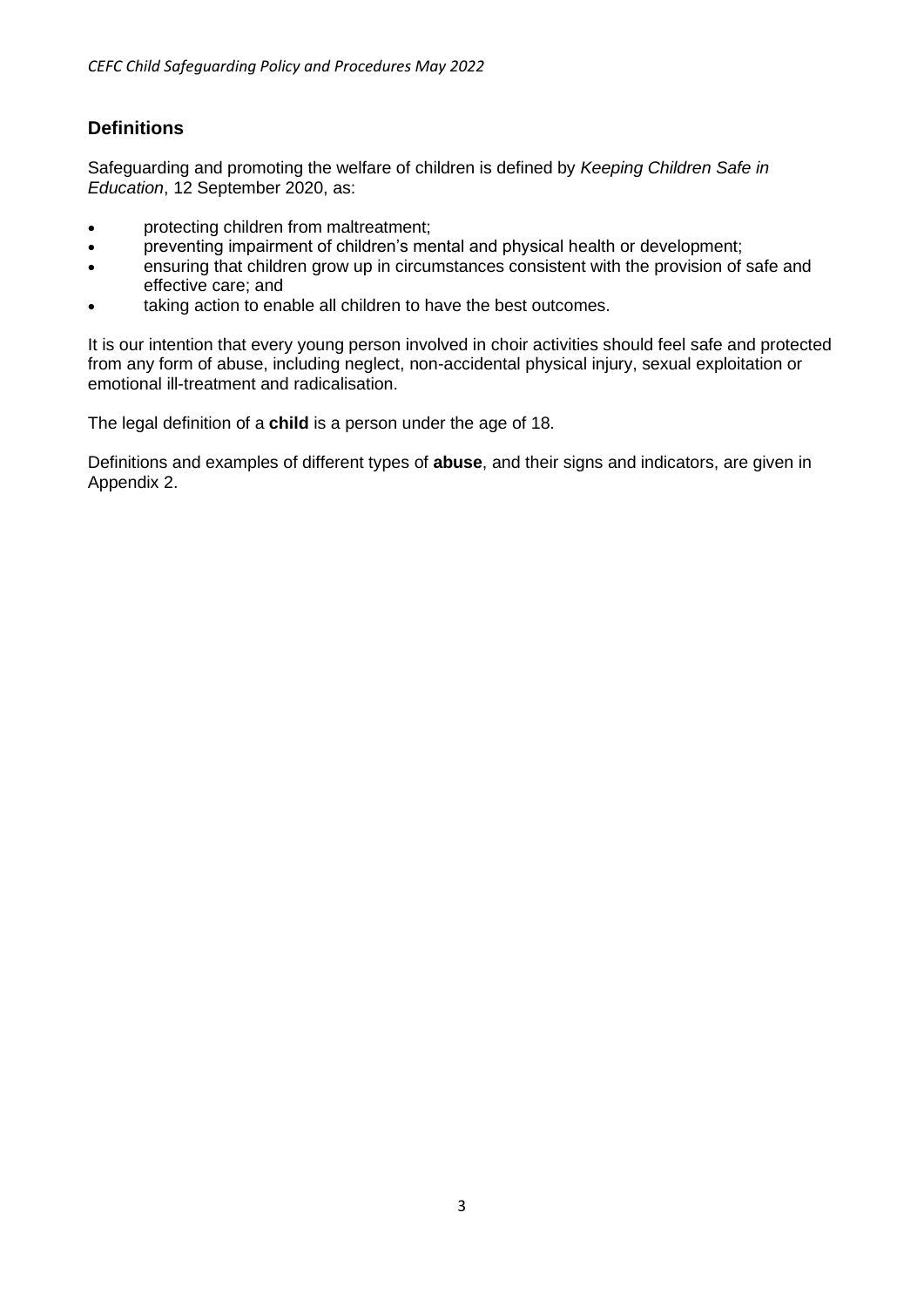## Definitions

Safeguarding and promoting the welfare of children is defined by *Keeping Children Safe in Education*, 12 September 2020, as:

- protecting children from maltreatment;
- preventing impairment of children's mental and physical health or development;
- ensuring that children grow up in circumstances consistent with the provision of safe and effective care; and
- taking action to enable all children to have the best outcomes.

It is our intention that every young person involved in choir activities should feel safe and protected from any form of abuse, including neglect, non-accidental physical injury, sexual exploitation or emotional ill-treatment and radicalisation.

The legal definition of a **child** is a person under the age of 18.

Definitions and examples of different types of **abuse**, and their signs and indicators, are given in Appendix 2.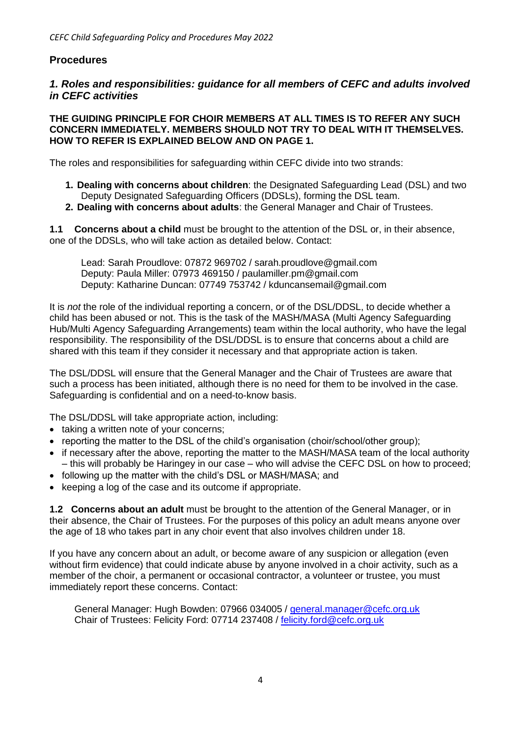## Procedures

### *1. Roles and responsibilities: guidance for all members of CEFC and adults involved in CEFC activities*

**THE GUIDING PRINCIPLE FOR CHOIR MEMBERS AT ALL TIMES IS TO REFER ANY SUCH CONCERN IMMEDIATELY. MEMBERS SHOULD NOT TRY TO DEAL WITH IT THEMSELVES. HOW TO REFER IS EXPLAINED BELOW AND ON PAGE 1.**

The roles and responsibilities for safeguarding within CEFC divide into two strands:

1. **Dealing with concerns about children**: the Designated Safeguarding Lead (DSL) and two Deputy Designated Safeguarding Officers (DDSLs), forming the DSL team.
2. **Dealing with concerns about adults**: the General Manager and Chair of Trustees.

**1.1 Concerns about a child** must be brought to the attention of the DSL or, in their absence, one of the DDSLs, who will take action as detailed below. Contact:

Lead: Sarah Proudlove: 07872 969702 / sarah.proudlove@gmail.com
Deputy: Paula Miller: 07973 469150 / paulamiller.pm@gmail.com
Deputy: Katharine Duncan: 07749 753742 / kduncansemail@gmail.com

It is *not* the role of the individual reporting a concern, or of the DSL/DDSL, to decide whether a child has been abused or not. This is the task of the MASH/MASA (Multi Agency Safeguarding Hub/Multi Agency Safeguarding Arrangements) team within the local authority, who have the legal responsibility. The responsibility of the DSL/DDSL is to ensure that concerns about a child are shared with this team if they consider it necessary and that appropriate action is taken.

The DSL/DDSL will ensure that the General Manager and the Chair of Trustees are aware that such a process has been initiated, although there is no need for them to be involved in the case. Safeguarding is confidential and on a need-to-know basis.

The DSL/DDSL will take appropriate action, including:

- taking a written note of your concerns;
- reporting the matter to the DSL of the child's organisation (choir/school/other group);
- if necessary after the above, reporting the matter to the MASH/MASA team of the local authority – this will probably be Haringey in our case – who will advise the CEFC DSL on how to proceed;
- following up the matter with the child's DSL or MASH/MASA; and
- keeping a log of the case and its outcome if appropriate.

**1.2 Concerns about an adult** must be brought to the attention of the General Manager, or in their absence, the Chair of Trustees. For the purposes of this policy an adult means anyone over the age of 18 who takes part in any choir event that also involves children under 18.

If you have any concern about an adult, or become aware of any suspicion or allegation (even without firm evidence) that could indicate abuse by anyone involved in a choir activity, such as a member of the choir, a permanent or occasional contractor, a volunteer or trustee, you must immediately report these concerns. Contact:

General Manager: Hugh Bowden: 07966 034005 / general.manager@cefc.org.uk
Chair of Trustees: Felicity Ford: 07714 237408 / felicity.ford@cefc.org.uk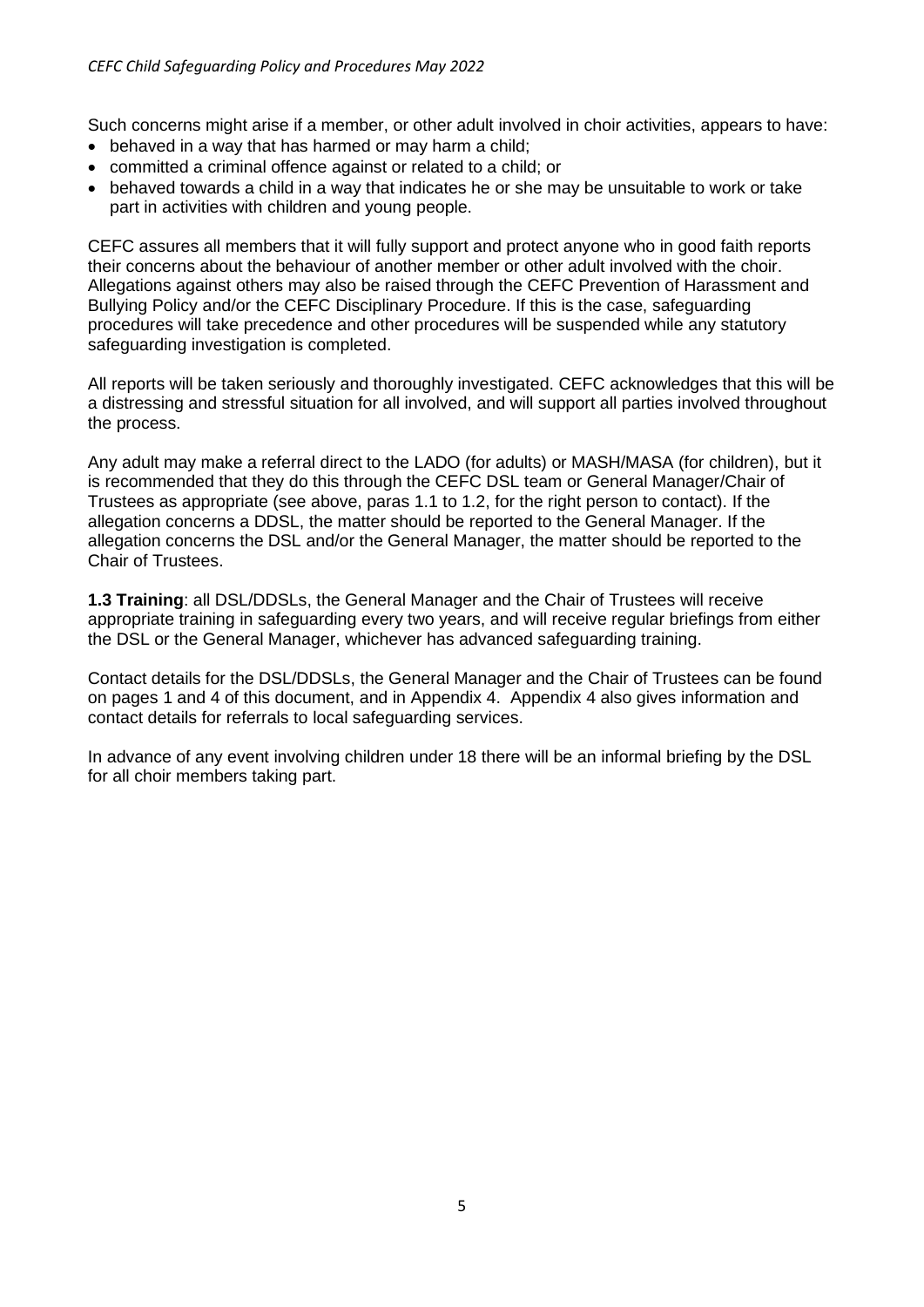Such concerns might arise if a member, or other adult involved in choir activities, appears to have:

- behaved in a way that has harmed or may harm a child;
- committed a criminal offence against or related to a child; or
- behaved towards a child in a way that indicates he or she may be unsuitable to work or take part in activities with children and young people.

CEFC assures all members that it will fully support and protect anyone who in good faith reports their concerns about the behaviour of another member or other adult involved with the choir. Allegations against others may also be raised through the CEFC Prevention of Harassment and Bullying Policy and/or the CEFC Disciplinary Procedure. If this is the case, safeguarding procedures will take precedence and other procedures will be suspended while any statutory safeguarding investigation is completed.

All reports will be taken seriously and thoroughly investigated. CEFC acknowledges that this will be a distressing and stressful situation for all involved, and will support all parties involved throughout the process.

Any adult may make a referral direct to the LADO (for adults) or MASH/MASA (for children), but it is recommended that they do this through the CEFC DSL team or General Manager/Chair of Trustees as appropriate (see above, paras 1.1 to 1.2, for the right person to contact). If the allegation concerns a DDSL, the matter should be reported to the General Manager. If the allegation concerns the DSL and/or the General Manager, the matter should be reported to the Chair of Trustees.

**1.3 Training**: all DSL/DDSLs, the General Manager and the Chair of Trustees will receive appropriate training in safeguarding every two years, and will receive regular briefings from either the DSL or the General Manager, whichever has advanced safeguarding training.

Contact details for the DSL/DDSLs, the General Manager and the Chair of Trustees can be found on pages 1 and 4 of this document, and in Appendix 4. Appendix 4 also gives information and contact details for referrals to local safeguarding services.

In advance of any event involving children under 18 there will be an informal briefing by the DSL for all choir members taking part.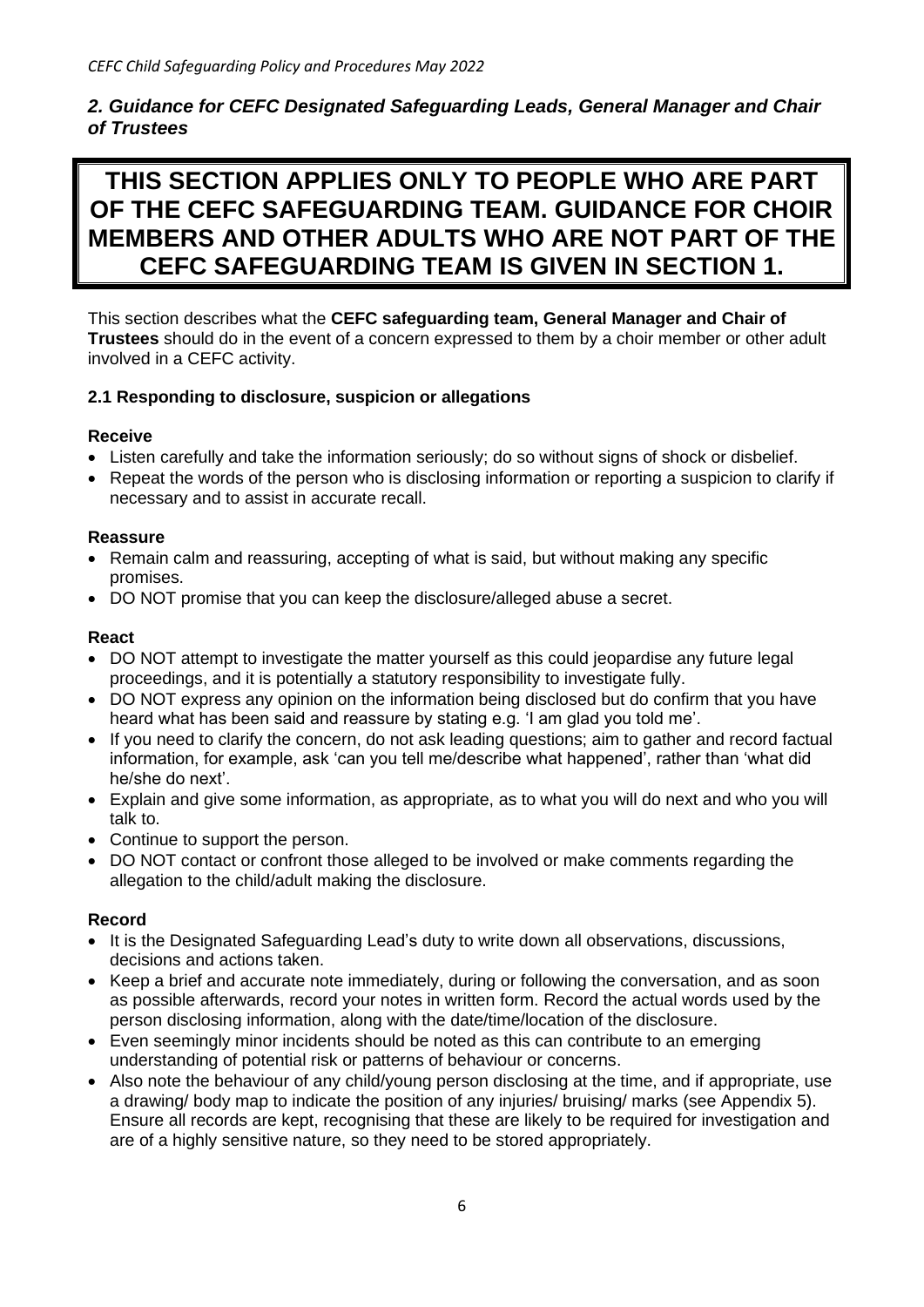## *2. Guidance for CEFC Designated Safeguarding Leads, General Manager and Chair of Trustees*

**THIS SECTION APPLIES ONLY TO PEOPLE WHO ARE PART OF THE CEFC SAFEGUARDING TEAM. GUIDANCE FOR CHOIR MEMBERS AND OTHER ADULTS WHO ARE NOT PART OF THE CEFC SAFEGUARDING TEAM IS GIVEN IN SECTION 1.**

This section describes what the **CEFC safeguarding team, General Manager and Chair of Trustees** should do in the event of a concern expressed to them by a choir member or other adult involved in a CEFC activity.

### 2.1 Responding to disclosure, suspicion or allegations

**Receive**

- Listen carefully and take the information seriously; do so without signs of shock or disbelief.
- Repeat the words of the person who is disclosing information or reporting a suspicion to clarify if necessary and to assist in accurate recall.

**Reassure**

- Remain calm and reassuring, accepting of what is said, but without making any specific promises.
- DO NOT promise that you can keep the disclosure/alleged abuse a secret.

**React**

- DO NOT attempt to investigate the matter yourself as this could jeopardise any future legal proceedings, and it is potentially a statutory responsibility to investigate fully.
- DO NOT express any opinion on the information being disclosed but do confirm that you have heard what has been said and reassure by stating e.g. 'I am glad you told me'.
- If you need to clarify the concern, do not ask leading questions; aim to gather and record factual information, for example, ask 'can you tell me/describe what happened', rather than 'what did he/she do next'.
- Explain and give some information, as appropriate, as to what you will do next and who you will talk to.
- Continue to support the person.
- DO NOT contact or confront those alleged to be involved or make comments regarding the allegation to the child/adult making the disclosure.

**Record**

- It is the Designated Safeguarding Lead's duty to write down all observations, discussions, decisions and actions taken.
- Keep a brief and accurate note immediately, during or following the conversation, and as soon as possible afterwards, record your notes in written form. Record the actual words used by the person disclosing information, along with the date/time/location of the disclosure.
- Even seemingly minor incidents should be noted as this can contribute to an emerging understanding of potential risk or patterns of behaviour or concerns.
- Also note the behaviour of any child/young person disclosing at the time, and if appropriate, use a drawing/ body map to indicate the position of any injuries/ bruising/ marks (see Appendix 5). Ensure all records are kept, recognising that these are likely to be required for investigation and are of a highly sensitive nature, so they need to be stored appropriately.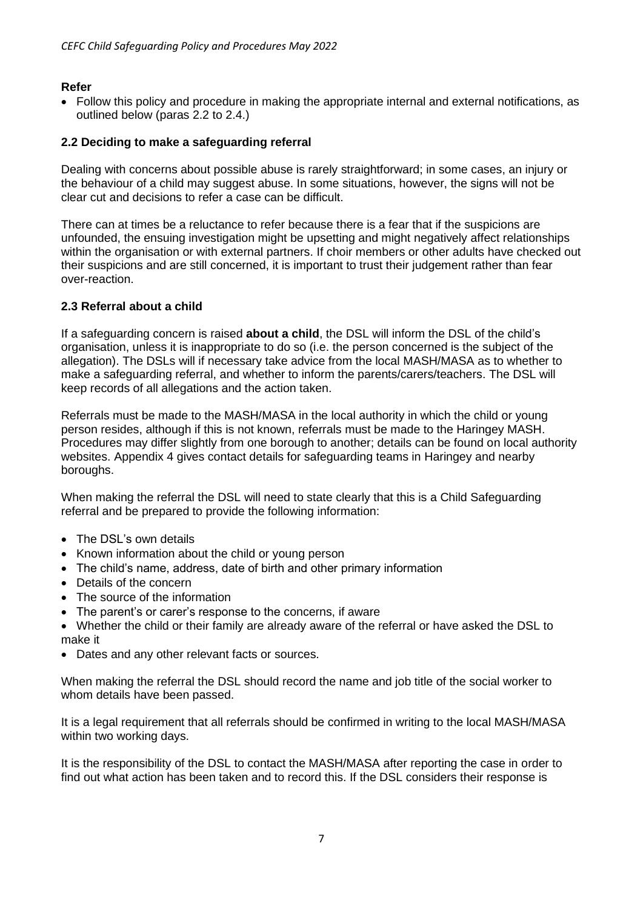**Refer**

- Follow this policy and procedure in making the appropriate internal and external notifications, as outlined below (paras 2.2 to 2.4.)

### 2.2 Deciding to make a safeguarding referral

Dealing with concerns about possible abuse is rarely straightforward; in some cases, an injury or the behaviour of a child may suggest abuse. In some situations, however, the signs will not be clear cut and decisions to refer a case can be difficult.

There can at times be a reluctance to refer because there is a fear that if the suspicions are unfounded, the ensuing investigation might be upsetting and might negatively affect relationships within the organisation or with external partners. If choir members or other adults have checked out their suspicions and are still concerned, it is important to trust their judgement rather than fear over-reaction.

### 2.3 Referral about a child

If a safeguarding concern is raised **about a child**, the DSL will inform the DSL of the child's organisation, unless it is inappropriate to do so (i.e. the person concerned is the subject of the allegation). The DSLs will if necessary take advice from the local MASH/MASA as to whether to make a safeguarding referral, and whether to inform the parents/carers/teachers. The DSL will keep records of all allegations and the action taken.

Referrals must be made to the MASH/MASA in the local authority in which the child or young person resides, although if this is not known, referrals must be made to the Haringey MASH. Procedures may differ slightly from one borough to another; details can be found on local authority websites. Appendix 4 gives contact details for safeguarding teams in Haringey and nearby boroughs.

When making the referral the DSL will need to state clearly that this is a Child Safeguarding referral and be prepared to provide the following information:

- The DSL's own details
- Known information about the child or young person
- The child's name, address, date of birth and other primary information
- Details of the concern
- The source of the information
- The parent's or carer's response to the concerns, if aware
- Whether the child or their family are already aware of the referral or have asked the DSL to make it
- Dates and any other relevant facts or sources.

When making the referral the DSL should record the name and job title of the social worker to whom details have been passed.

It is a legal requirement that all referrals should be confirmed in writing to the local MASH/MASA within two working days.

It is the responsibility of the DSL to contact the MASH/MASA after reporting the case in order to find out what action has been taken and to record this. If the DSL considers their response is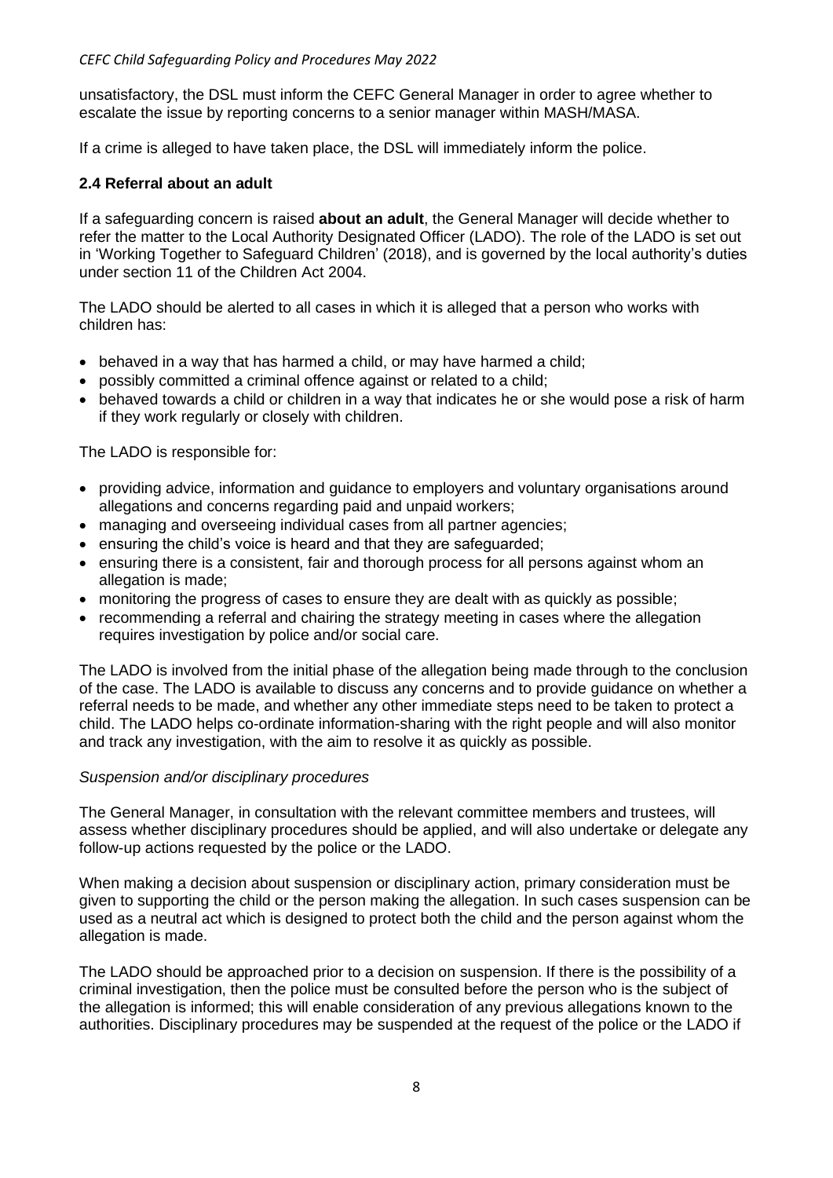unsatisfactory, the DSL must inform the CEFC General Manager in order to agree whether to escalate the issue by reporting concerns to a senior manager within MASH/MASA.

If a crime is alleged to have taken place, the DSL will immediately inform the police.

### 2.4 Referral about an adult

If a safeguarding concern is raised **about an adult**, the General Manager will decide whether to refer the matter to the Local Authority Designated Officer (LADO). The role of the LADO is set out in 'Working Together to Safeguard Children' (2018), and is governed by the local authority's duties under section 11 of the Children Act 2004.

The LADO should be alerted to all cases in which it is alleged that a person who works with children has:

- behaved in a way that has harmed a child, or may have harmed a child;
- possibly committed a criminal offence against or related to a child;
- behaved towards a child or children in a way that indicates he or she would pose a risk of harm if they work regularly or closely with children.

The LADO is responsible for:

- providing advice, information and guidance to employers and voluntary organisations around allegations and concerns regarding paid and unpaid workers;
- managing and overseeing individual cases from all partner agencies;
- ensuring the child's voice is heard and that they are safeguarded;
- ensuring there is a consistent, fair and thorough process for all persons against whom an allegation is made;
- monitoring the progress of cases to ensure they are dealt with as quickly as possible;
- recommending a referral and chairing the strategy meeting in cases where the allegation requires investigation by police and/or social care.

The LADO is involved from the initial phase of the allegation being made through to the conclusion of the case. The LADO is available to discuss any concerns and to provide guidance on whether a referral needs to be made, and whether any other immediate steps need to be taken to protect a child. The LADO helps co-ordinate information-sharing with the right people and will also monitor and track any investigation, with the aim to resolve it as quickly as possible.

*Suspension and/or disciplinary procedures*

The General Manager, in consultation with the relevant committee members and trustees, will assess whether disciplinary procedures should be applied, and will also undertake or delegate any follow-up actions requested by the police or the LADO.

When making a decision about suspension or disciplinary action, primary consideration must be given to supporting the child or the person making the allegation. In such cases suspension can be used as a neutral act which is designed to protect both the child and the person against whom the allegation is made.

The LADO should be approached prior to a decision on suspension. If there is the possibility of a criminal investigation, then the police must be consulted before the person who is the subject of the allegation is informed; this will enable consideration of any previous allegations known to the authorities. Disciplinary procedures may be suspended at the request of the police or the LADO if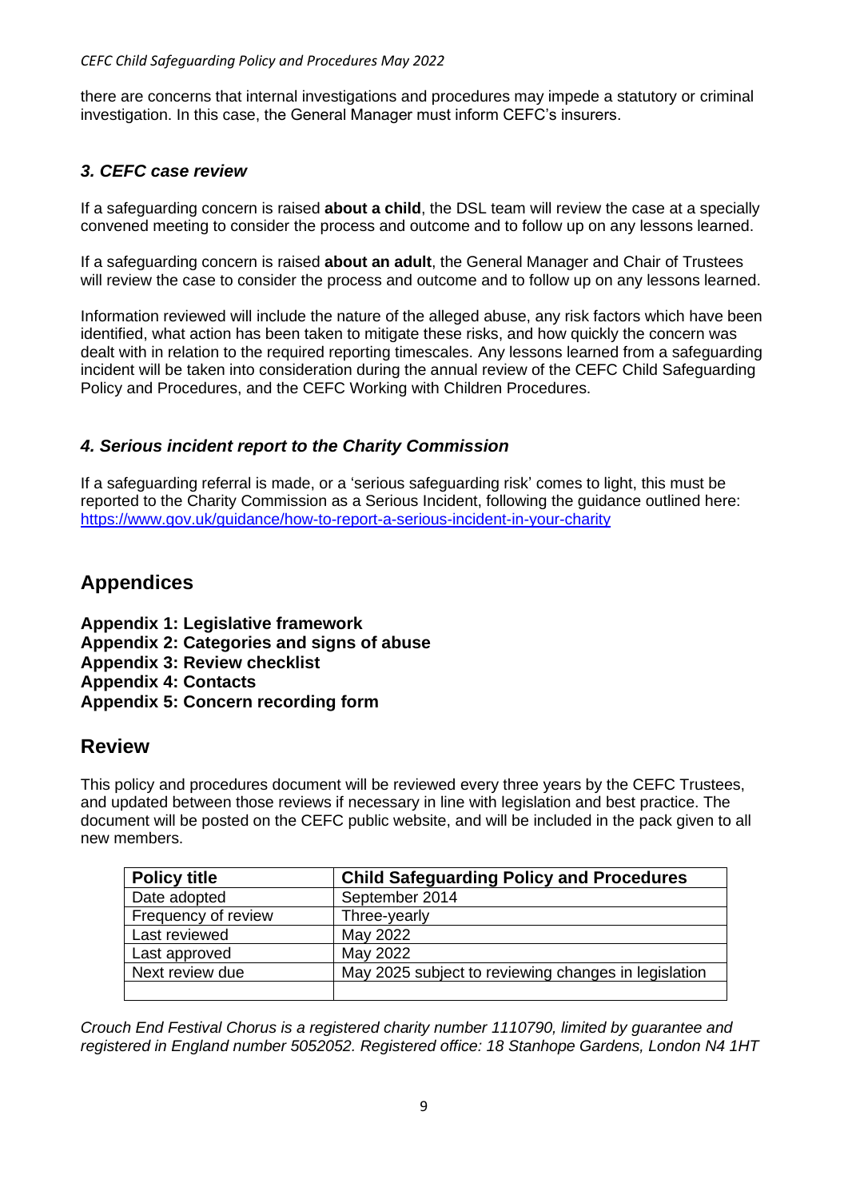there are concerns that internal investigations and procedures may impede a statutory or criminal investigation. In this case, the General Manager must inform CEFC's insurers.

### *3. CEFC case review*

If a safeguarding concern is raised **about a child**, the DSL team will review the case at a specially convened meeting to consider the process and outcome and to follow up on any lessons learned.

If a safeguarding concern is raised **about an adult**, the General Manager and Chair of Trustees will review the case to consider the process and outcome and to follow up on any lessons learned.

Information reviewed will include the nature of the alleged abuse, any risk factors which have been identified, what action has been taken to mitigate these risks, and how quickly the concern was dealt with in relation to the required reporting timescales. Any lessons learned from a safeguarding incident will be taken into consideration during the annual review of the CEFC Child Safeguarding Policy and Procedures, and the CEFC Working with Children Procedures.

### *4. Serious incident report to the Charity Commission*

If a safeguarding referral is made, or a 'serious safeguarding risk' comes to light, this must be reported to the Charity Commission as a Serious Incident, following the guidance outlined here: https://www.gov.uk/guidance/how-to-report-a-serious-incident-in-your-charity

## Appendices

**Appendix 1: Legislative framework**
**Appendix 2: Categories and signs of abuse**
**Appendix 3: Review checklist**
**Appendix 4: Contacts**
**Appendix 5: Concern recording form**

## Review

This policy and procedures document will be reviewed every three years by the CEFC Trustees, and updated between those reviews if necessary in line with legislation and best practice. The document will be posted on the CEFC public website, and will be included in the pack given to all new members.

| **Policy title** | **Child Safeguarding Policy and Procedures** |
|---|---|
| Date adopted | September 2014 |
| Frequency of review | Three-yearly |
| Last reviewed | May 2022 |
| Last approved | May 2022 |
| Next review due | May 2025 subject to reviewing changes in legislation |
| | |

*Crouch End Festival Chorus is a registered charity number 1110790, limited by guarantee and registered in England number 5052052. Registered office: 18 Stanhope Gardens, London N4 1HT*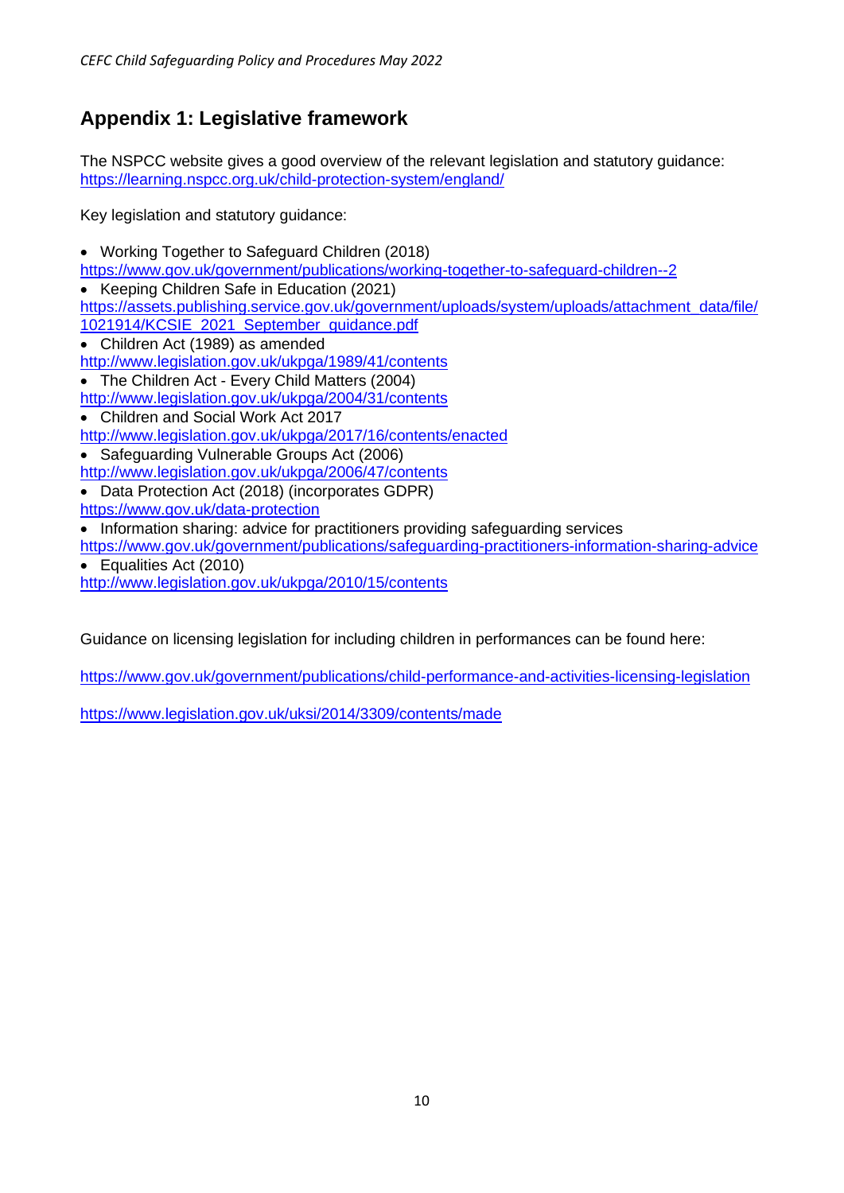## Appendix 1: Legislative framework

The NSPCC website gives a good overview of the relevant legislation and statutory guidance: https://learning.nspcc.org.uk/child-protection-system/england/

Key legislation and statutory guidance:

- Working Together to Safeguard Children (2018)
  https://www.gov.uk/government/publications/working-together-to-safeguard-children--2
- Keeping Children Safe in Education (2021)
  https://assets.publishing.service.gov.uk/government/uploads/system/uploads/attachment_data/file/1021914/KCSIE_2021_September_guidance.pdf
- Children Act (1989) as amended
  http://www.legislation.gov.uk/ukpga/1989/41/contents
- The Children Act - Every Child Matters (2004)
  http://www.legislation.gov.uk/ukpga/2004/31/contents
- Children and Social Work Act 2017
  http://www.legislation.gov.uk/ukpga/2017/16/contents/enacted
- Safeguarding Vulnerable Groups Act (2006)
  http://www.legislation.gov.uk/ukpga/2006/47/contents
- Data Protection Act (2018) (incorporates GDPR)
  https://www.gov.uk/data-protection
- Information sharing: advice for practitioners providing safeguarding services
  https://www.gov.uk/government/publications/safeguarding-practitioners-information-sharing-advice
- Equalities Act (2010)
  http://www.legislation.gov.uk/ukpga/2010/15/contents

Guidance on licensing legislation for including children in performances can be found here:

https://www.gov.uk/government/publications/child-performance-and-activities-licensing-legislation

https://www.legislation.gov.uk/uksi/2014/3309/contents/made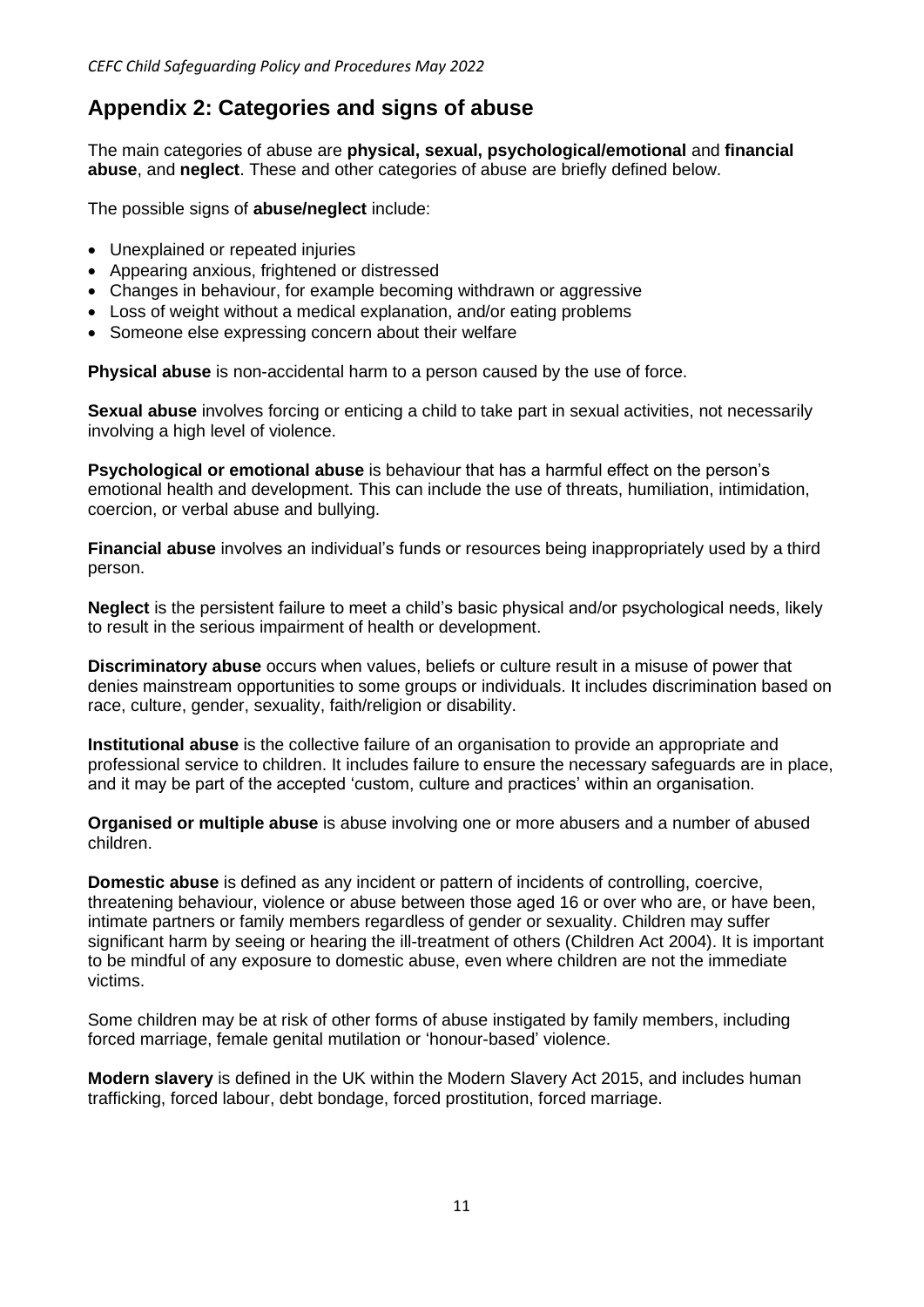## Appendix 2: Categories and signs of abuse

The main categories of abuse are **physical, sexual, psychological/emotional** and **financial abuse**, and **neglect**. These and other categories of abuse are briefly defined below.

The possible signs of **abuse/neglect** include:

- Unexplained or repeated injuries
- Appearing anxious, frightened or distressed
- Changes in behaviour, for example becoming withdrawn or aggressive
- Loss of weight without a medical explanation, and/or eating problems
- Someone else expressing concern about their welfare

**Physical abuse** is non-accidental harm to a person caused by the use of force.

**Sexual abuse** involves forcing or enticing a child to take part in sexual activities, not necessarily involving a high level of violence.

**Psychological or emotional abuse** is behaviour that has a harmful effect on the person's emotional health and development. This can include the use of threats, humiliation, intimidation, coercion, or verbal abuse and bullying.

**Financial abuse** involves an individual's funds or resources being inappropriately used by a third person.

**Neglect** is the persistent failure to meet a child's basic physical and/or psychological needs, likely to result in the serious impairment of health or development.

**Discriminatory abuse** occurs when values, beliefs or culture result in a misuse of power that denies mainstream opportunities to some groups or individuals. It includes discrimination based on race, culture, gender, sexuality, faith/religion or disability.

**Institutional abuse** is the collective failure of an organisation to provide an appropriate and professional service to children. It includes failure to ensure the necessary safeguards are in place, and it may be part of the accepted 'custom, culture and practices' within an organisation.

**Organised or multiple abuse** is abuse involving one or more abusers and a number of abused children.

**Domestic abuse** is defined as any incident or pattern of incidents of controlling, coercive, threatening behaviour, violence or abuse between those aged 16 or over who are, or have been, intimate partners or family members regardless of gender or sexuality. Children may suffer significant harm by seeing or hearing the ill-treatment of others (Children Act 2004). It is important to be mindful of any exposure to domestic abuse, even where children are not the immediate victims.

Some children may be at risk of other forms of abuse instigated by family members, including forced marriage, female genital mutilation or 'honour-based' violence.

**Modern slavery** is defined in the UK within the Modern Slavery Act 2015, and includes human trafficking, forced labour, debt bondage, forced prostitution, forced marriage.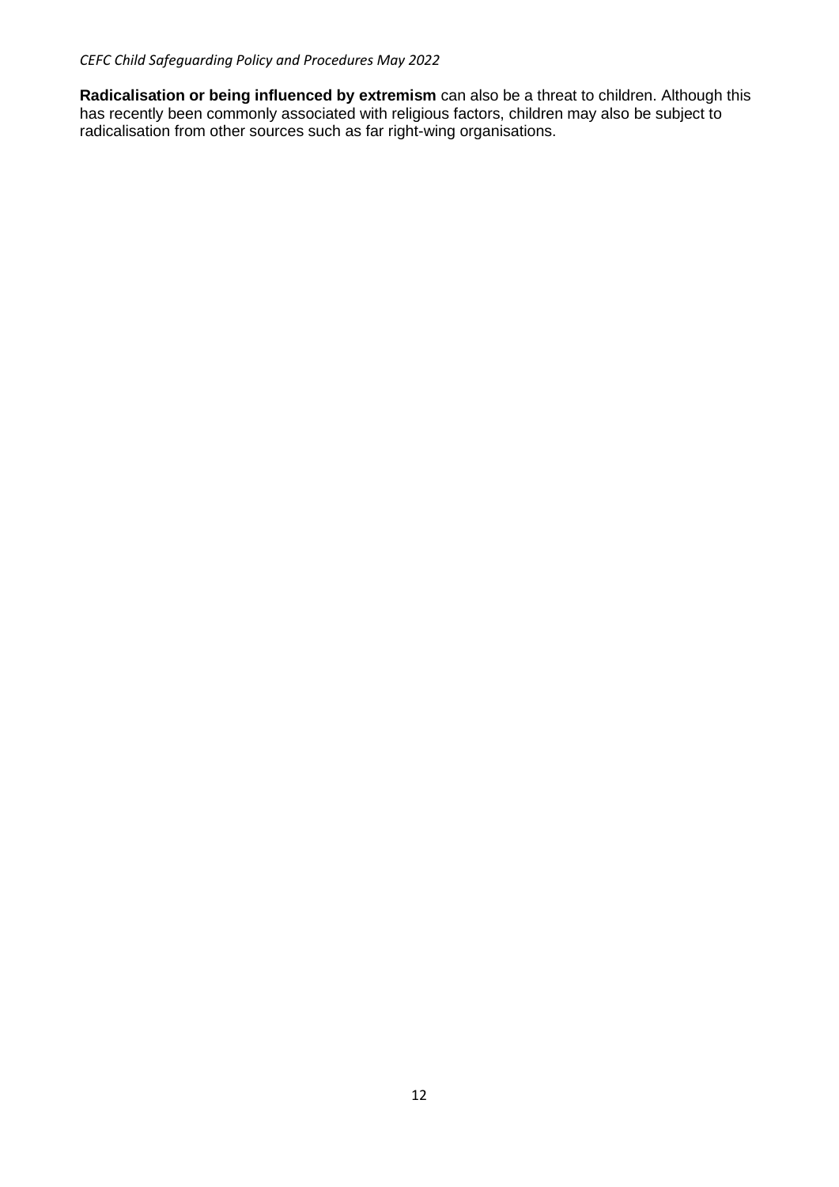**Radicalisation or being influenced by extremism** can also be a threat to children. Although this has recently been commonly associated with religious factors, children may also be subject to radicalisation from other sources such as far right-wing organisations.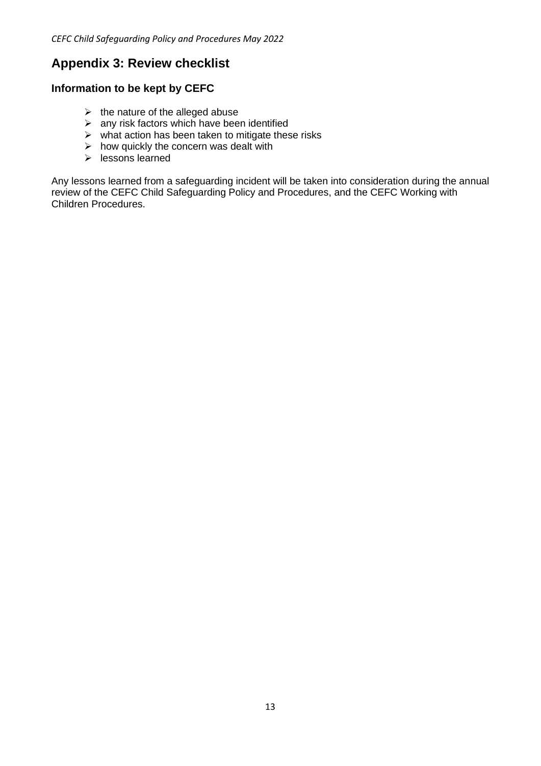## Appendix 3: Review checklist

### Information to be kept by CEFC

- the nature of the alleged abuse
- any risk factors which have been identified
- what action has been taken to mitigate these risks
- how quickly the concern was dealt with
- lessons learned

Any lessons learned from a safeguarding incident will be taken into consideration during the annual review of the CEFC Child Safeguarding Policy and Procedures, and the CEFC Working with Children Procedures.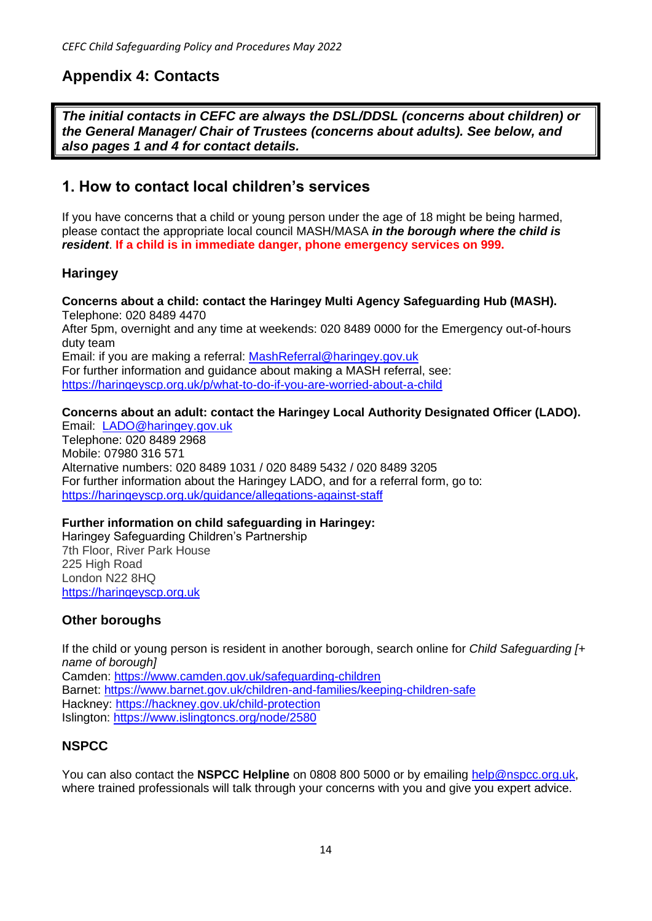## Appendix 4: Contacts

> ***The initial contacts in CEFC are always the DSL/DDSL (concerns about children) or the General Manager/ Chair of Trustees (concerns about adults). See below, and also pages 1 and 4 for contact details.***

## 1. How to contact local children's services

If you have concerns that a child or young person under the age of 18 might be being harmed, please contact the appropriate local council MASH/MASA ***in the borough where the child is resident***. **If a child is in immediate danger, phone emergency services on 999.**

### Haringey

**Concerns about a child: contact the Haringey Multi Agency Safeguarding Hub (MASH).**
Telephone: 020 8489 4470
After 5pm, overnight and any time at weekends: 020 8489 0000 for the Emergency out-of-hours duty team
Email: if you are making a referral: MashReferral@haringey.gov.uk
For further information and guidance about making a MASH referral, see:
https://haringeyscp.org.uk/p/what-to-do-if-you-are-worried-about-a-child

**Concerns about an adult: contact the Haringey Local Authority Designated Officer (LADO).**
Email: LADO@haringey.gov.uk
Telephone: 020 8489 2968
Mobile: 07980 316 571
Alternative numbers: 020 8489 1031 / 020 8489 5432 / 020 8489 3205
For further information about the Haringey LADO, and for a referral form, go to:
https://haringeyscp.org.uk/guidance/allegations-against-staff

**Further information on child safeguarding in Haringey:**
Haringey Safeguarding Children's Partnership
7th Floor, River Park House
225 High Road
London N22 8HQ
https://haringeyscp.org.uk

### Other boroughs

If the child or young person is resident in another borough, search online for *Child Safeguarding [+ name of borough]*
Camden: https://www.camden.gov.uk/safeguarding-children
Barnet: https://www.barnet.gov.uk/children-and-families/keeping-children-safe
Hackney: https://hackney.gov.uk/child-protection
Islington: https://www.islingtoncs.org/node/2580

### NSPCC

You can also contact the **NSPCC Helpline** on 0808 800 5000 or by emailing help@nspcc.org.uk, where trained professionals will talk through your concerns with you and give you expert advice.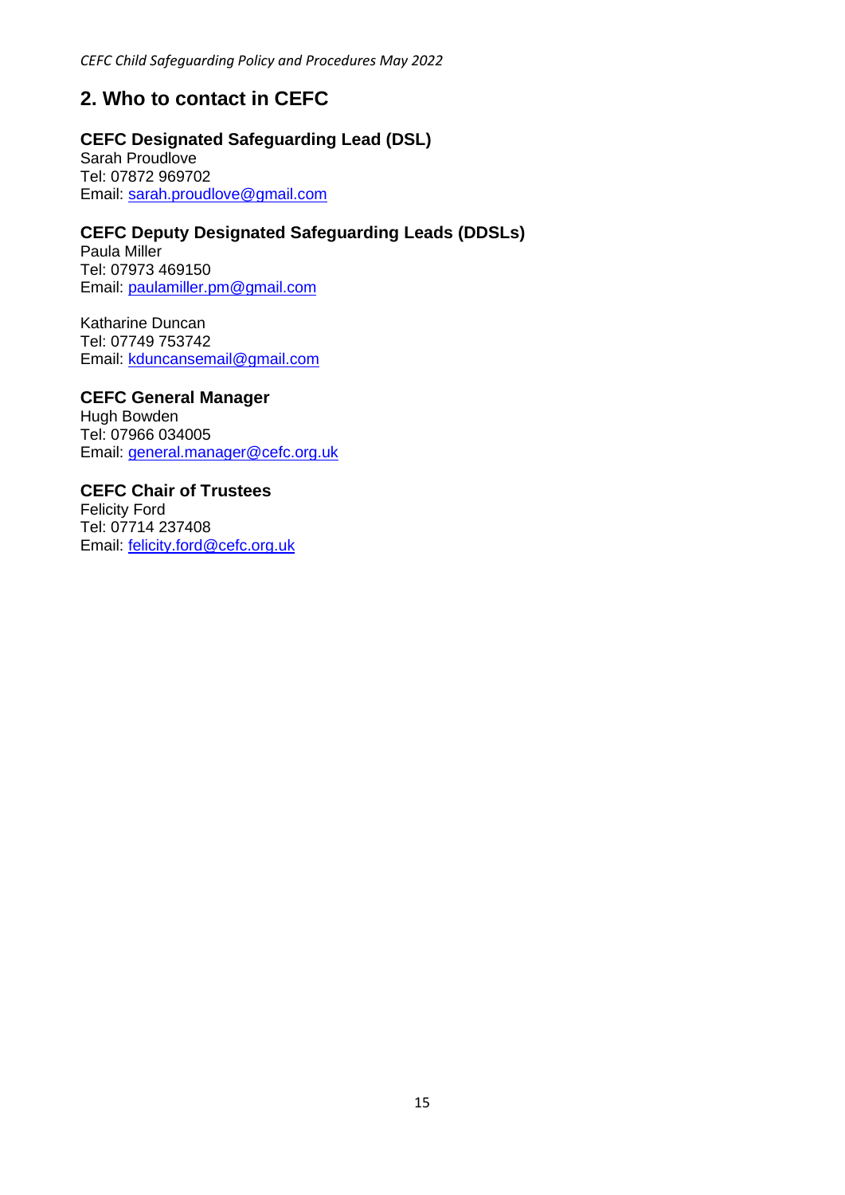## 2. Who to contact in CEFC

### CEFC Designated Safeguarding Lead (DSL)

Sarah Proudlove
Tel: 07872 969702
Email: sarah.proudlove@gmail.com

### CEFC Deputy Designated Safeguarding Leads (DDSLs)

Paula Miller
Tel: 07973 469150
Email: paulamiller.pm@gmail.com

Katharine Duncan
Tel: 07749 753742
Email: kduncansemail@gmail.com

### CEFC General Manager

Hugh Bowden
Tel: 07966 034005
Email: general.manager@cefc.org.uk

### CEFC Chair of Trustees

Felicity Ford
Tel: 07714 237408
Email: felicity.ford@cefc.org.uk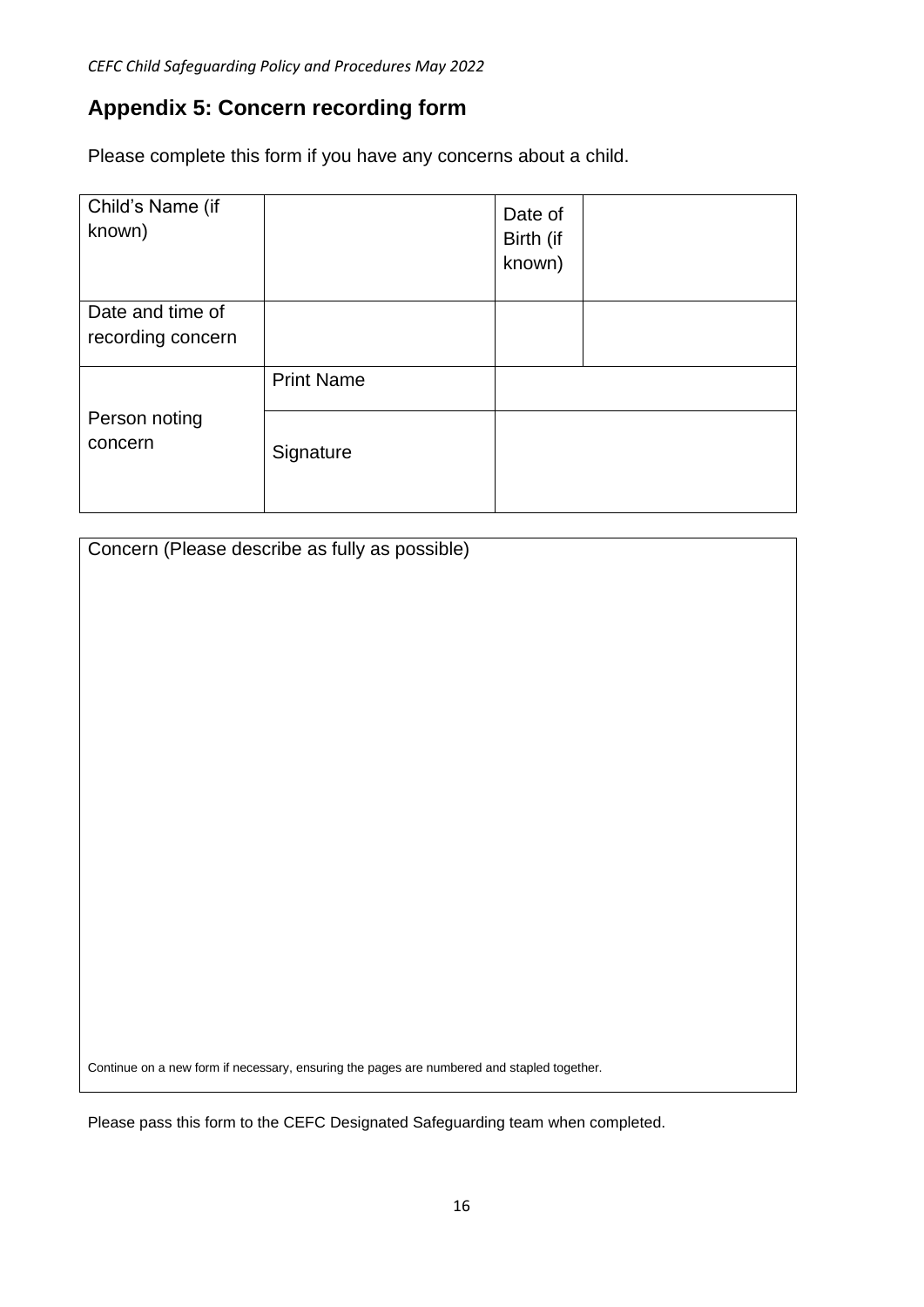## Appendix 5: Concern recording form

Please complete this form if you have any concerns about a child.

| Child's Name (if known) | | Date of Birth (if known) | |
|---|---|---|---|
| Date and time of recording concern | | | |
| Person noting concern | Print Name | | |
| | Signature | | |

| Concern (Please describe as fully as possible) |
|---|
| Continue on a new form if necessary, ensuring the pages are numbered and stapled together. |

Please pass this form to the CEFC Designated Safeguarding team when completed.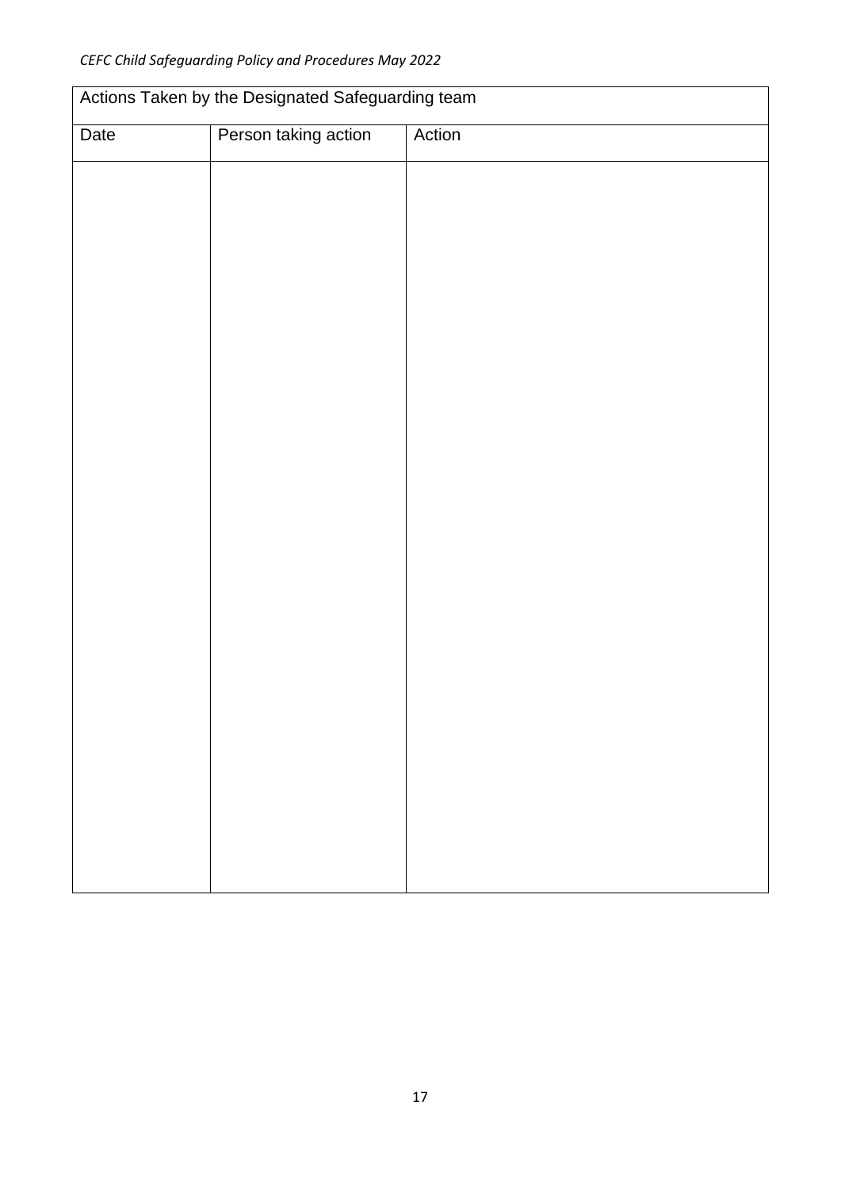| Actions Taken by the Designated Safeguarding team | | |
|---|---|---|
| Date | Person taking action | Action |
| | | |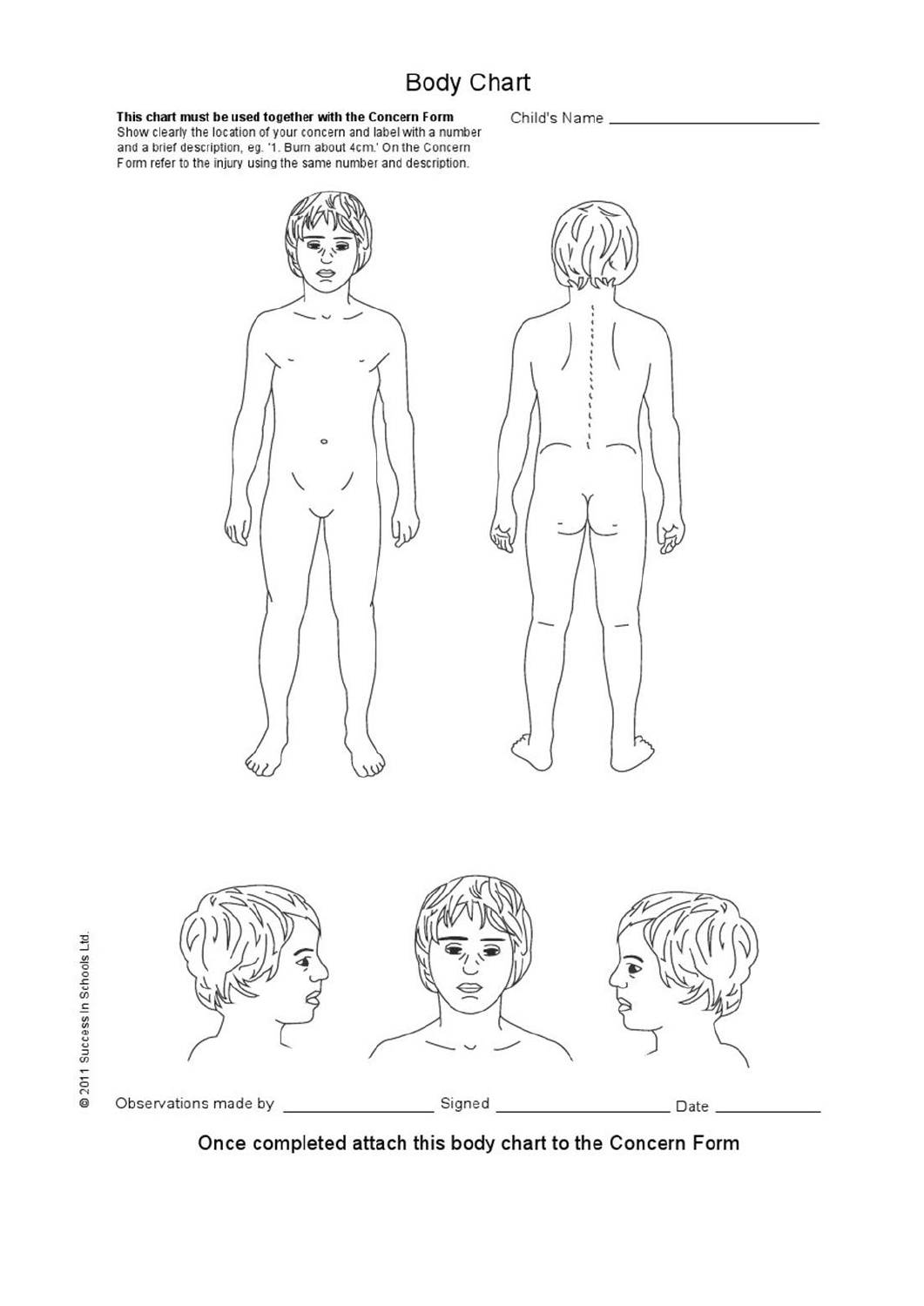# Body Chart

**This chart must be used together with the Concern Form**
Show clearly the location of your concern and label with a number and a brief description, eg. '1. Burn about 4cm.' On the Concern Form refer to the injury using the same number and description.

Child's Name ______________________

Observations made by ________________ Signed ____________________ Date ___________

**Once completed attach this body chart to the Concern Form**

© 2011 Success In Schools Ltd.